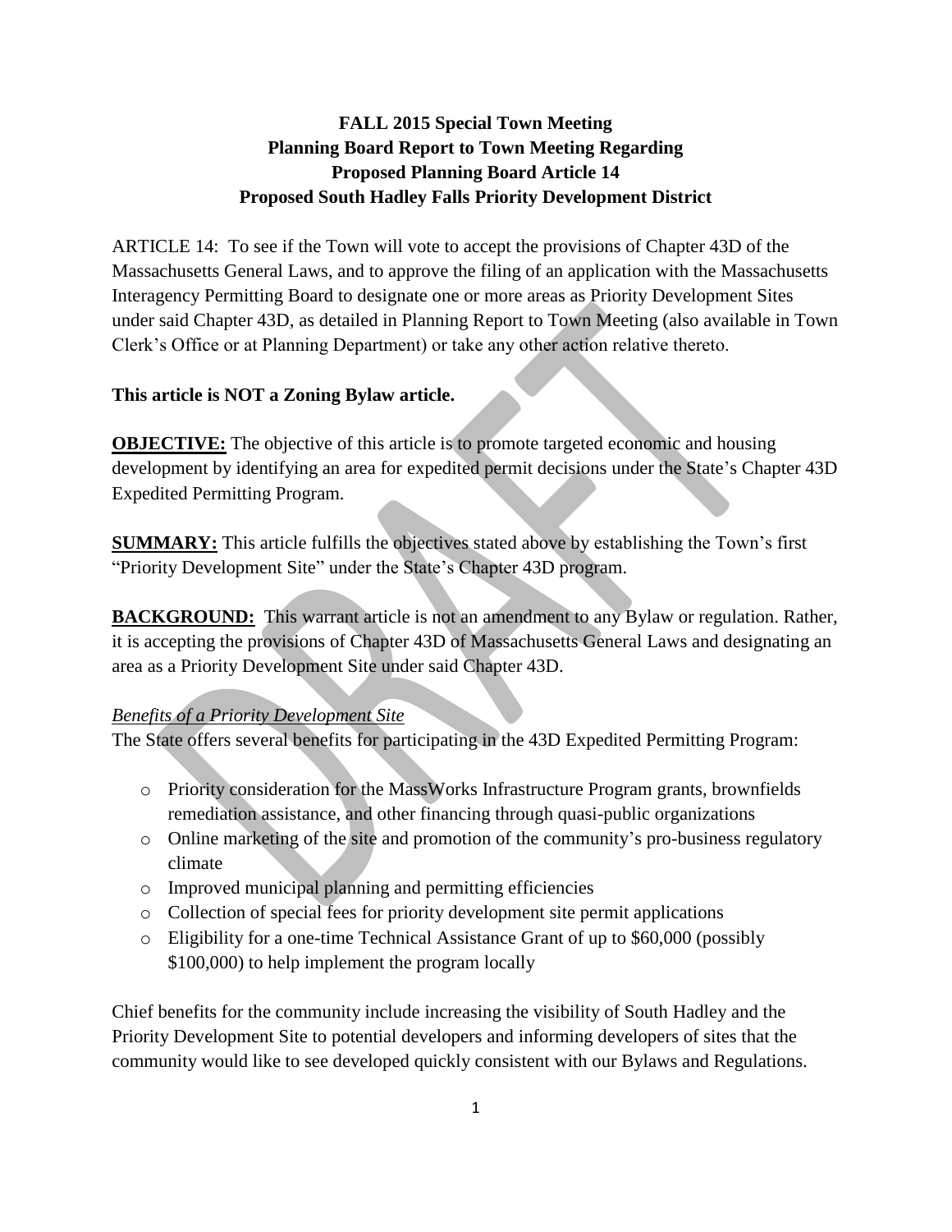# FALL 2015 Special Town Meeting
## Planning Board Report to Town Meeting Regarding
## Proposed Planning Board Article 14
## Proposed South Hadley Falls Priority Development District

ARTICLE 14: To see if the Town will vote to accept the provisions of Chapter 43D of the Massachusetts General Laws, and to approve the filing of an application with the Massachusetts Interagency Permitting Board to designate one or more areas as Priority Development Sites under said Chapter 43D, as detailed in Planning Report to Town Meeting (also available in Town Clerk's Office or at Planning Department) or take any other action relative thereto.

**This article is NOT a Zoning Bylaw article.**

**OBJECTIVE:** The objective of this article is to promote targeted economic and housing development by identifying an area for expedited permit decisions under the State's Chapter 43D Expedited Permitting Program.

**SUMMARY:** This article fulfills the objectives stated above by establishing the Town's first "Priority Development Site" under the State's Chapter 43D program.

**BACKGROUND:** This warrant article is not an amendment to any Bylaw or regulation. Rather, it is accepting the provisions of Chapter 43D of Massachusetts General Laws and designating an area as a Priority Development Site under said Chapter 43D.

*Benefits of a Priority Development Site*

The State offers several benefits for participating in the 43D Expedited Permitting Program:

- Priority consideration for the MassWorks Infrastructure Program grants, brownfields remediation assistance, and other financing through quasi-public organizations
- Online marketing of the site and promotion of the community's pro-business regulatory climate
- Improved municipal planning and permitting efficiencies
- Collection of special fees for priority development site permit applications
- Eligibility for a one-time Technical Assistance Grant of up to $60,000 (possibly $100,000) to help implement the program locally

Chief benefits for the community include increasing the visibility of South Hadley and the Priority Development Site to potential developers and informing developers of sites that the community would like to see developed quickly consistent with our Bylaws and Regulations.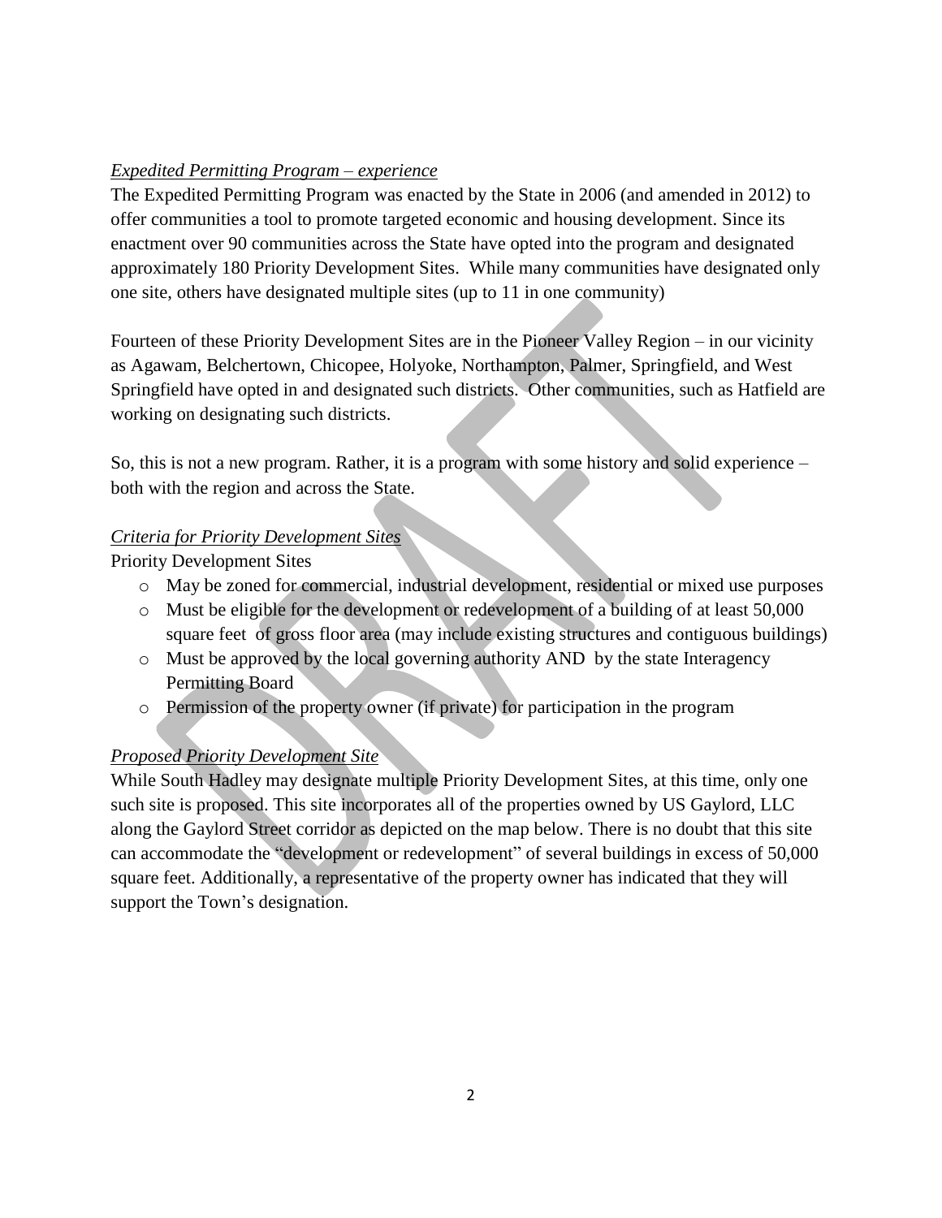*Expedited Permitting Program – experience*

The Expedited Permitting Program was enacted by the State in 2006 (and amended in 2012) to offer communities a tool to promote targeted economic and housing development. Since its enactment over 90 communities across the State have opted into the program and designated approximately 180 Priority Development Sites. While many communities have designated only one site, others have designated multiple sites (up to 11 in one community)

Fourteen of these Priority Development Sites are in the Pioneer Valley Region – in our vicinity as Agawam, Belchertown, Chicopee, Holyoke, Northampton, Palmer, Springfield, and West Springfield have opted in and designated such districts. Other communities, such as Hatfield are working on designating such districts.

So, this is not a new program. Rather, it is a program with some history and solid experience – both with the region and across the State.

*Criteria for Priority Development Sites*

Priority Development Sites

- May be zoned for commercial, industrial development, residential or mixed use purposes
- Must be eligible for the development or redevelopment of a building of at least 50,000 square feet of gross floor area (may include existing structures and contiguous buildings)
- Must be approved by the local governing authority AND by the state Interagency Permitting Board
- Permission of the property owner (if private) for participation in the program

*Proposed Priority Development Site*

While South Hadley may designate multiple Priority Development Sites, at this time, only one such site is proposed. This site incorporates all of the properties owned by US Gaylord, LLC along the Gaylord Street corridor as depicted on the map below. There is no doubt that this site can accommodate the "development or redevelopment" of several buildings in excess of 50,000 square feet. Additionally, a representative of the property owner has indicated that they will support the Town's designation.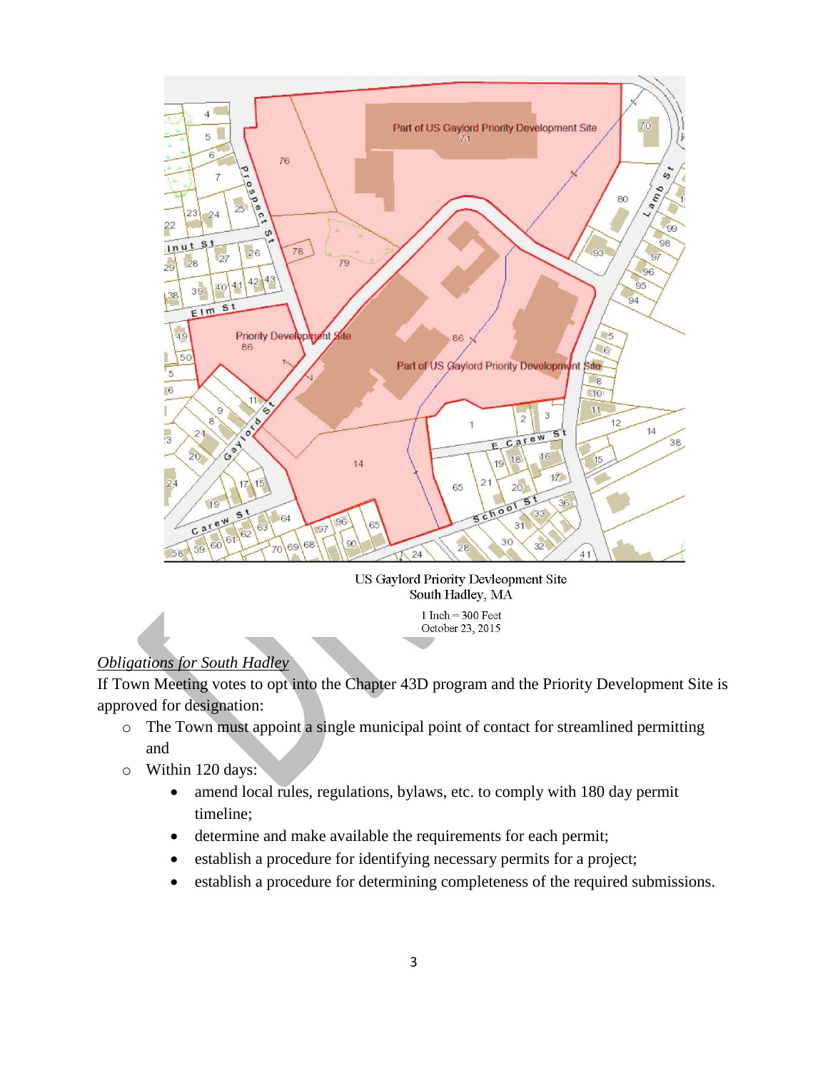US Gaylord Priority Devleopment Site
South Hadley, MA

1 Inch = 300 Feet
October 23, 2015

*Obligations for South Hadley*

If Town Meeting votes to opt into the Chapter 43D program and the Priority Development Site is approved for designation:

- The Town must appoint a single municipal point of contact for streamlined permitting and
- Within 120 days:
  - amend local rules, regulations, bylaws, etc. to comply with 180 day permit timeline;
  - determine and make available the requirements for each permit;
  - establish a procedure for identifying necessary permits for a project;
  - establish a procedure for determining completeness of the required submissions.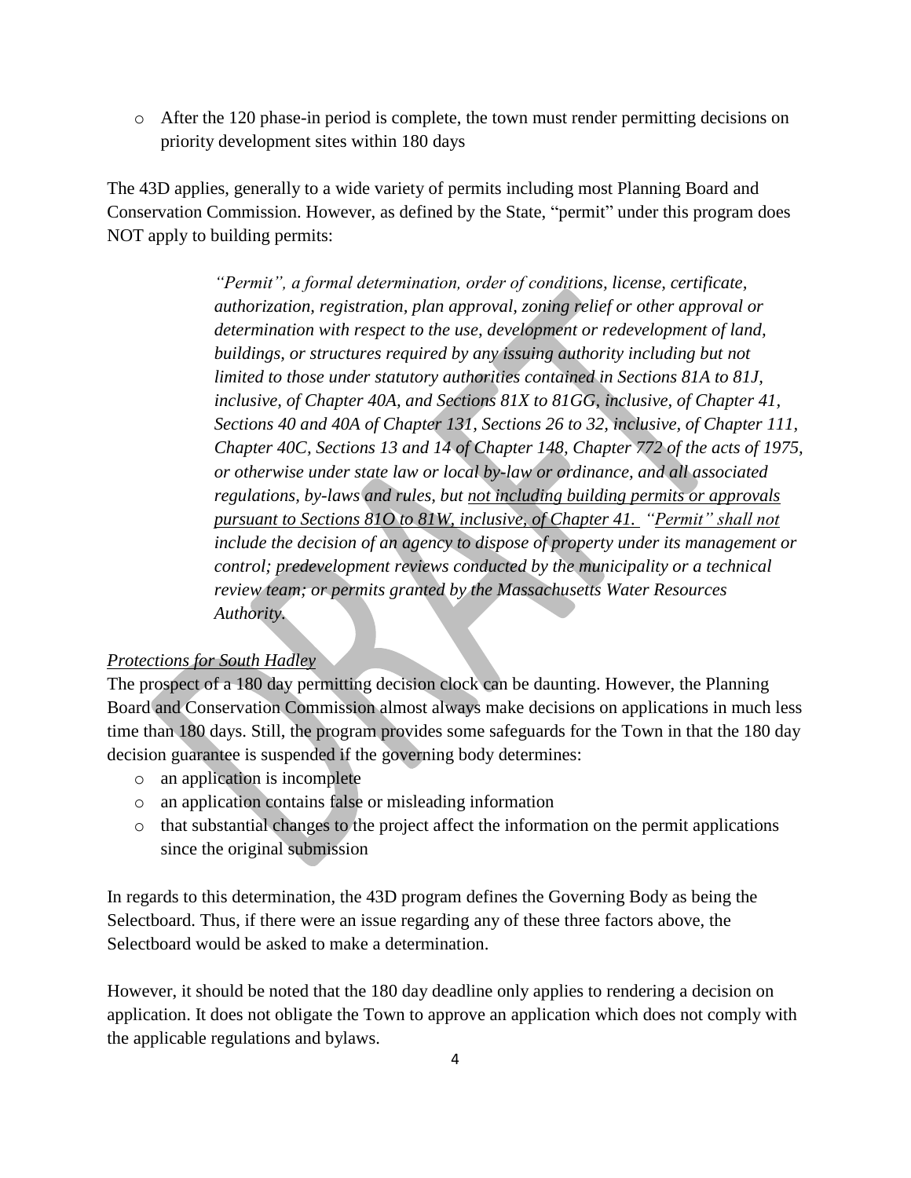- After the 120 phase-in period is complete, the town must render permitting decisions on priority development sites within 180 days

The 43D applies, generally to a wide variety of permits including most Planning Board and Conservation Commission. However, as defined by the State, "permit" under this program does NOT apply to building permits:

> *"Permit", a formal determination, order of conditions, license, certificate, authorization, registration, plan approval, zoning relief or other approval or determination with respect to the use, development or redevelopment of land, buildings, or structures required by any issuing authority including but not limited to those under statutory authorities contained in Sections 81A to 81J, inclusive, of Chapter 40A, and Sections 81X to 81GG, inclusive, of Chapter 41, Sections 40 and 40A of Chapter 131, Sections 26 to 32, inclusive, of Chapter 111, Chapter 40C, Sections 13 and 14 of Chapter 148, Chapter 772 of the acts of 1975, or otherwise under state law or local by-law or ordinance, and all associated regulations, by-laws and rules, but <u>not including building permits or approvals pursuant to Sections 81O to 81W, inclusive, of Chapter 41.</u> <u>"Permit" shall not</u> include the decision of an agency to dispose of property under its management or control; predevelopment reviews conducted by the municipality or a technical review team; or permits granted by the Massachusetts Water Resources Authority.*

*<u>Protections for South Hadley</u>*

The prospect of a 180 day permitting decision clock can be daunting. However, the Planning Board and Conservation Commission almost always make decisions on applications in much less time than 180 days. Still, the program provides some safeguards for the Town in that the 180 day decision guarantee is suspended if the governing body determines:

- an application is incomplete
- an application contains false or misleading information
- that substantial changes to the project affect the information on the permit applications since the original submission

In regards to this determination, the 43D program defines the Governing Body as being the Selectboard. Thus, if there were an issue regarding any of these three factors above, the Selectboard would be asked to make a determination.

However, it should be noted that the 180 day deadline only applies to rendering a decision on application. It does not obligate the Town to approve an application which does not comply with the applicable regulations and bylaws.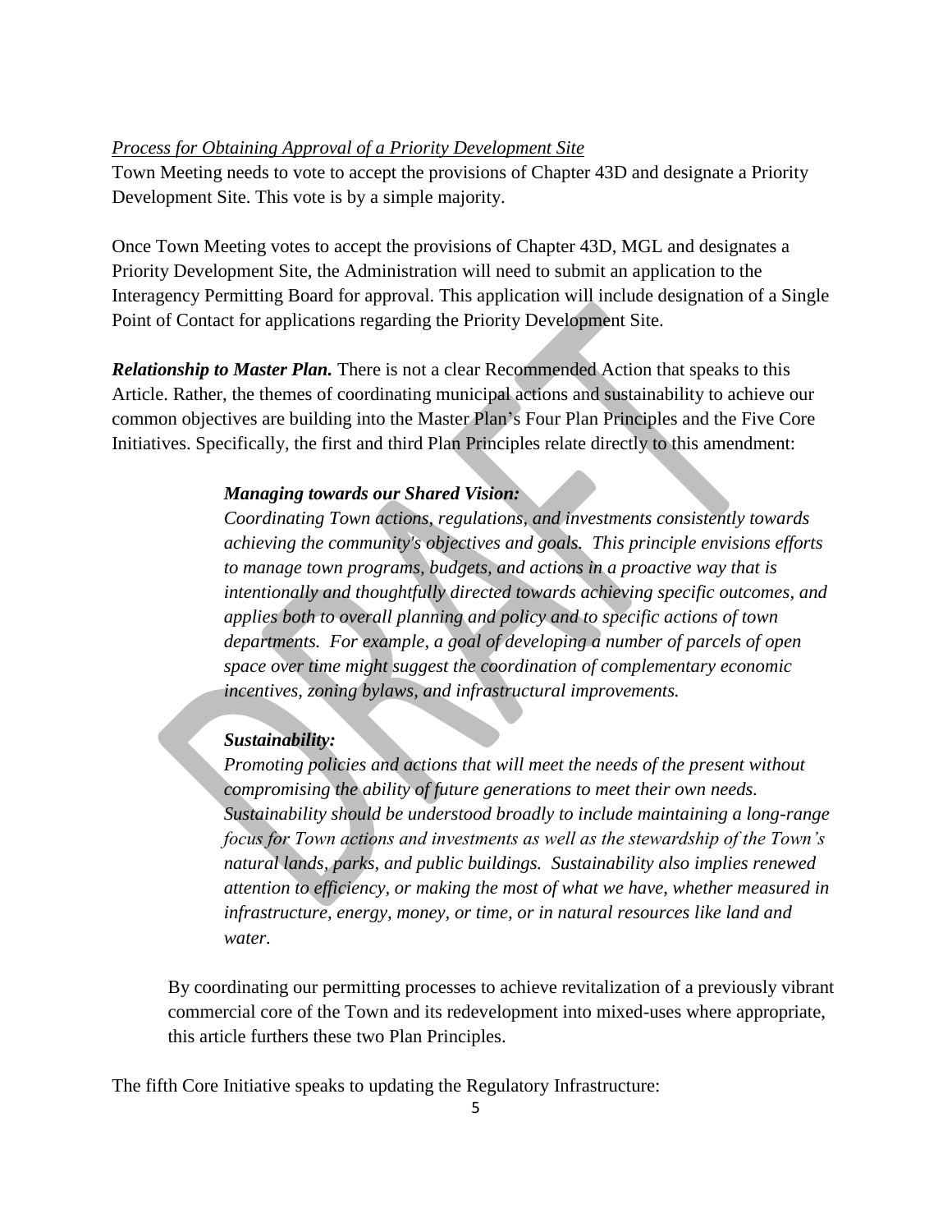*Process for Obtaining Approval of a Priority Development Site*

Town Meeting needs to vote to accept the provisions of Chapter 43D and designate a Priority Development Site. This vote is by a simple majority.

Once Town Meeting votes to accept the provisions of Chapter 43D, MGL and designates a Priority Development Site, the Administration will need to submit an application to the Interagency Permitting Board for approval. This application will include designation of a Single Point of Contact for applications regarding the Priority Development Site.

***Relationship to Master Plan.*** There is not a clear Recommended Action that speaks to this Article. Rather, the themes of coordinating municipal actions and sustainability to achieve our common objectives are building into the Master Plan's Four Plan Principles and the Five Core Initiatives. Specifically, the first and third Plan Principles relate directly to this amendment:

> ***Managing towards our Shared Vision:***
> *Coordinating Town actions, regulations, and investments consistently towards achieving the community's objectives and goals. This principle envisions efforts to manage town programs, budgets, and actions in a proactive way that is intentionally and thoughtfully directed towards achieving specific outcomes, and applies both to overall planning and policy and to specific actions of town departments. For example, a goal of developing a number of parcels of open space over time might suggest the coordination of complementary economic incentives, zoning bylaws, and infrastructural improvements.*
>
> ***Sustainability:***
> *Promoting policies and actions that will meet the needs of the present without compromising the ability of future generations to meet their own needs. Sustainability should be understood broadly to include maintaining a long-range focus for Town actions and investments as well as the stewardship of the Town's natural lands, parks, and public buildings. Sustainability also implies renewed attention to efficiency, or making the most of what we have, whether measured in infrastructure, energy, money, or time, or in natural resources like land and water.*

By coordinating our permitting processes to achieve revitalization of a previously vibrant commercial core of the Town and its redevelopment into mixed-uses where appropriate, this article furthers these two Plan Principles.

The fifth Core Initiative speaks to updating the Regulatory Infrastructure: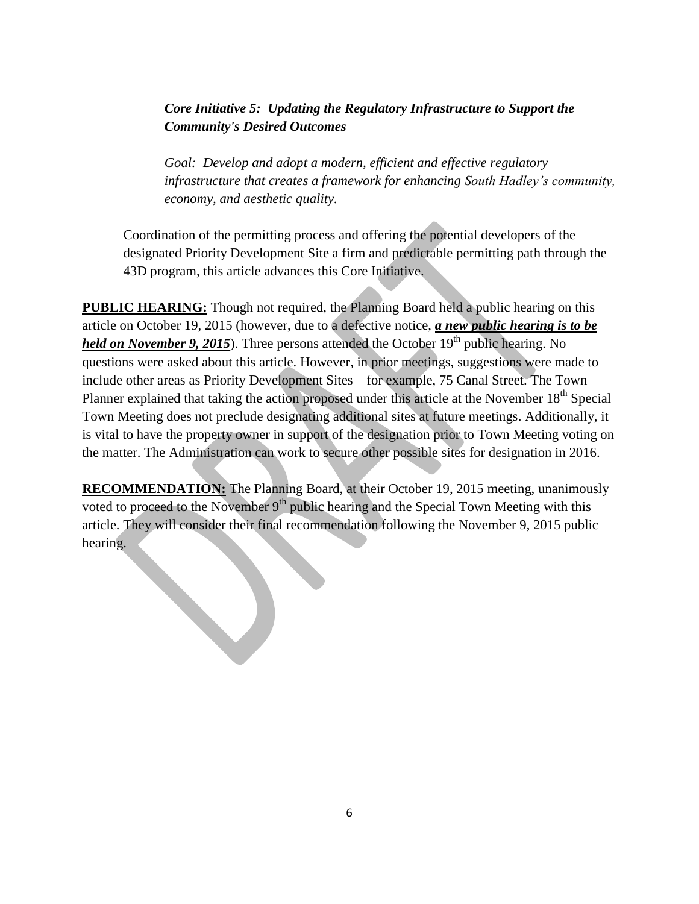***Core Initiative 5: Updating the Regulatory Infrastructure to Support the Community's Desired Outcomes***

*Goal: Develop and adopt a modern, efficient and effective regulatory infrastructure that creates a framework for enhancing South Hadley's community, economy, and aesthetic quality.*

Coordination of the permitting process and offering the potential developers of the designated Priority Development Site a firm and predictable permitting path through the 43D program, this article advances this Core Initiative.

**PUBLIC HEARING:** Though not required, the Planning Board held a public hearing on this article on October 19, 2015 (however, due to a defective notice, ***a new public hearing is to be held on November 9, 2015***). Three persons attended the October 19th public hearing. No questions were asked about this article. However, in prior meetings, suggestions were made to include other areas as Priority Development Sites – for example, 75 Canal Street. The Town Planner explained that taking the action proposed under this article at the November 18th Special Town Meeting does not preclude designating additional sites at future meetings. Additionally, it is vital to have the property owner in support of the designation prior to Town Meeting voting on the matter. The Administration can work to secure other possible sites for designation in 2016.

**RECOMMENDATION:** The Planning Board, at their October 19, 2015 meeting, unanimously voted to proceed to the November 9th public hearing and the Special Town Meeting with this article. They will consider their final recommendation following the November 9, 2015 public hearing.